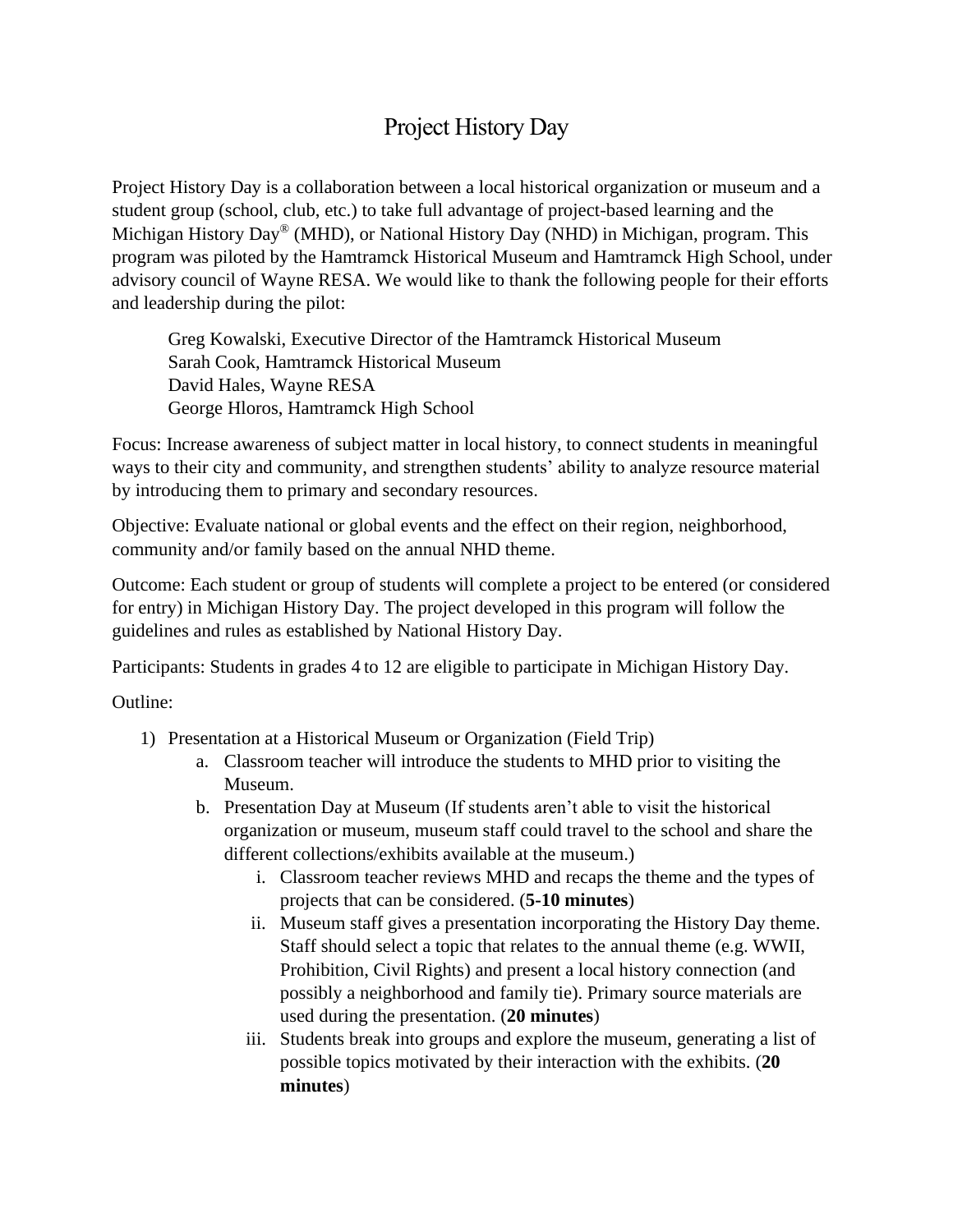# Project History Day

Project History Day is a collaboration between a local historical organization or museum and a student group (school, club, etc.) to take full advantage of project-based learning and the Michigan History Day® (MHD), or National History Day (NHD) in Michigan, program. This program was piloted by the Hamtramck Historical Museum and Hamtramck High School, under advisory council of Wayne RESA. We would like to thank the following people for their efforts and leadership during the pilot:

Greg Kowalski, Executive Director of the Hamtramck Historical Museum
Sarah Cook, Hamtramck Historical Museum
David Hales, Wayne RESA
George Hloros, Hamtramck High School

Focus: Increase awareness of subject matter in local history, to connect students in meaningful ways to their city and community, and strengthen students' ability to analyze resource material by introducing them to primary and secondary resources.

Objective: Evaluate national or global events and the effect on their region, neighborhood, community and/or family based on the annual NHD theme.

Outcome: Each student or group of students will complete a project to be entered (or considered for entry) in Michigan History Day. The project developed in this program will follow the guidelines and rules as established by National History Day.

Participants: Students in grades 4 to 12 are eligible to participate in Michigan History Day.

Outline:

1) Presentation at a Historical Museum or Organization (Field Trip)
   a. Classroom teacher will introduce the students to MHD prior to visiting the Museum.
   b. Presentation Day at Museum (If students aren't able to visit the historical organization or museum, museum staff could travel to the school and share the different collections/exhibits available at the museum.)
      i. Classroom teacher reviews MHD and recaps the theme and the types of projects that can be considered. (**5-10 minutes**)
      ii. Museum staff gives a presentation incorporating the History Day theme. Staff should select a topic that relates to the annual theme (e.g. WWII, Prohibition, Civil Rights) and present a local history connection (and possibly a neighborhood and family tie). Primary source materials are used during the presentation. (**20 minutes**)
      iii. Students break into groups and explore the museum, generating a list of possible topics motivated by their interaction with the exhibits. (**20 minutes**)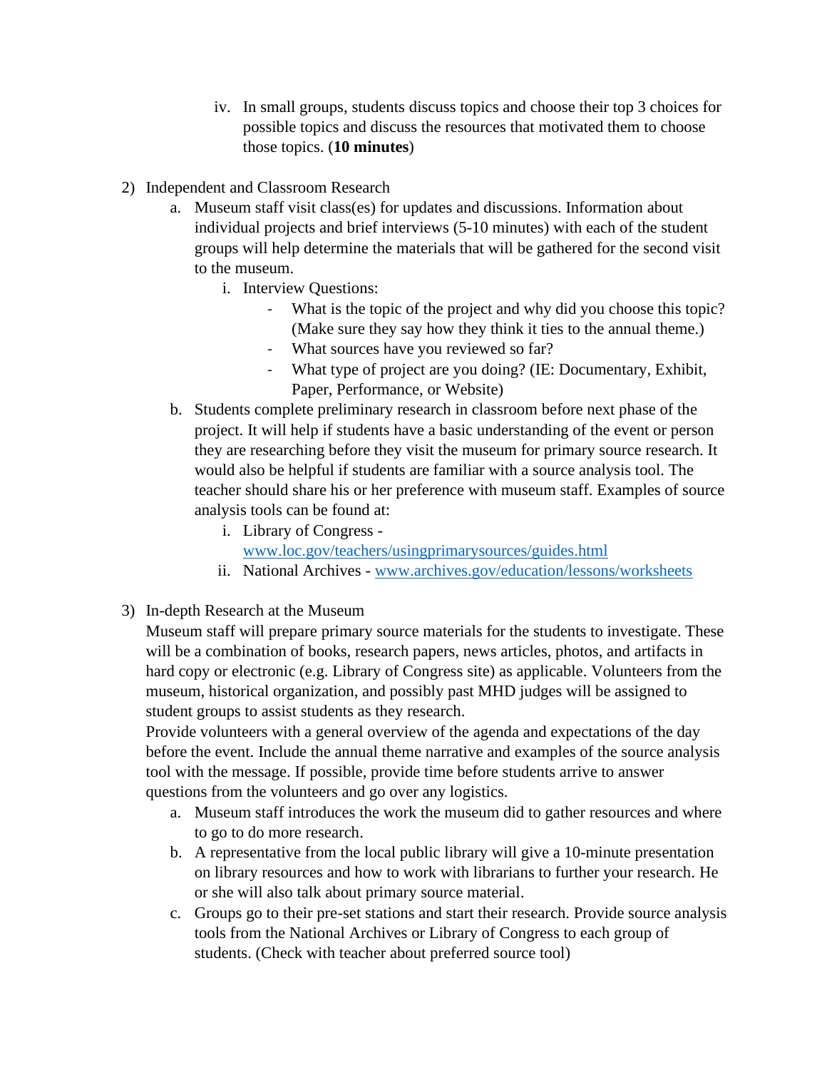iv. In small groups, students discuss topics and choose their top 3 choices for possible topics and discuss the resources that motivated them to choose those topics. (**10 minutes**)

2) Independent and Classroom Research
   a. Museum staff visit class(es) for updates and discussions. Information about individual projects and brief interviews (5-10 minutes) with each of the student groups will help determine the materials that will be gathered for the second visit to the museum.
      i. Interview Questions:
         - What is the topic of the project and why did you choose this topic? (Make sure they say how they think it ties to the annual theme.)
         - What sources have you reviewed so far?
         - What type of project are you doing? (IE: Documentary, Exhibit, Paper, Performance, or Website)
   b. Students complete preliminary research in classroom before next phase of the project. It will help if students have a basic understanding of the event or person they are researching before they visit the museum for primary source research. It would also be helpful if students are familiar with a source analysis tool. The teacher should share his or her preference with museum staff. Examples of source analysis tools can be found at:
      i. Library of Congress - [www.loc.gov/teachers/usingprimarysources/guides.html](www.loc.gov/teachers/usingprimarysources/guides.html)
      ii. National Archives - [www.archives.gov/education/lessons/worksheets](www.archives.gov/education/lessons/worksheets)

3) In-depth Research at the Museum
   Museum staff will prepare primary source materials for the students to investigate. These will be a combination of books, research papers, news articles, photos, and artifacts in hard copy or electronic (e.g. Library of Congress site) as applicable. Volunteers from the museum, historical organization, and possibly past MHD judges will be assigned to student groups to assist students as they research.
   Provide volunteers with a general overview of the agenda and expectations of the day before the event. Include the annual theme narrative and examples of the source analysis tool with the message. If possible, provide time before students arrive to answer questions from the volunteers and go over any logistics.
   a. Museum staff introduces the work the museum did to gather resources and where to go to do more research.
   b. A representative from the local public library will give a 10-minute presentation on library resources and how to work with librarians to further your research. He or she will also talk about primary source material.
   c. Groups go to their pre-set stations and start their research. Provide source analysis tools from the National Archives or Library of Congress to each group of students. (Check with teacher about preferred source tool)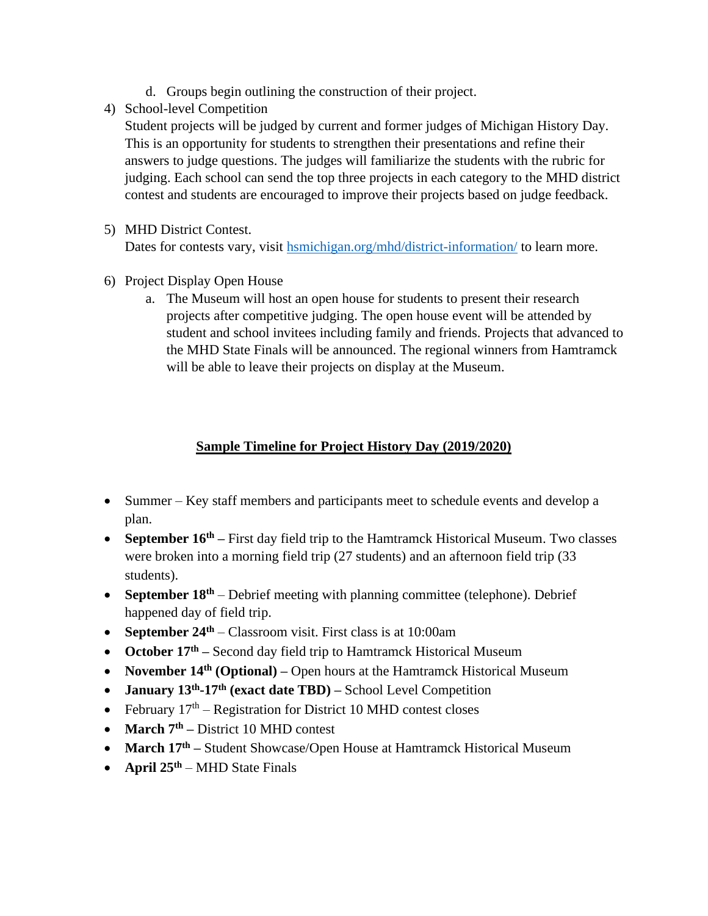d. Groups begin outlining the construction of their project.

4) School-level Competition
   Student projects will be judged by current and former judges of Michigan History Day. This is an opportunity for students to strengthen their presentations and refine their answers to judge questions. The judges will familiarize the students with the rubric for judging. Each school can send the top three projects in each category to the MHD district contest and students are encouraged to improve their projects based on judge feedback.

5) MHD District Contest.
   Dates for contests vary, visit [hsmichigan.org/mhd/district-information/](hsmichigan.org/mhd/district-information/) to learn more.

6) Project Display Open House
   a. The Museum will host an open house for students to present their research projects after competitive judging. The open house event will be attended by student and school invitees including family and friends. Projects that advanced to the MHD State Finals will be announced. The regional winners from Hamtramck will be able to leave their projects on display at the Museum.

## Sample Timeline for Project History Day (2019/2020)

- Summer – Key staff members and participants meet to schedule events and develop a plan.
- **September 16th –** First day field trip to the Hamtramck Historical Museum. Two classes were broken into a morning field trip (27 students) and an afternoon field trip (33 students).
- **September 18th** – Debrief meeting with planning committee (telephone). Debrief happened day of field trip.
- **September 24th** – Classroom visit. First class is at 10:00am
- **October 17th –** Second day field trip to Hamtramck Historical Museum
- **November 14th (Optional) –** Open hours at the Hamtramck Historical Museum
- **January 13th-17th (exact date TBD) –** School Level Competition
- February 17th – Registration for District 10 MHD contest closes
- **March 7th –** District 10 MHD contest
- **March 17th –** Student Showcase/Open House at Hamtramck Historical Museum
- **April 25th** – MHD State Finals